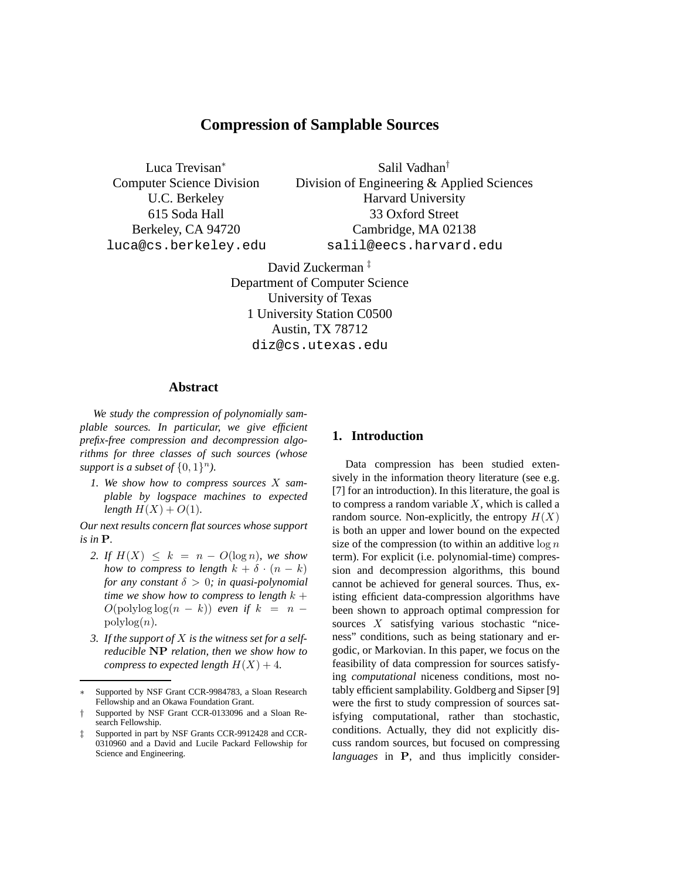# Compression of Samplable Sources

Luca Trevisan*
Computer Science Division
U.C. Berkeley
615 Soda Hall
Berkeley, CA 94720
luca@cs.berkeley.edu

Salil Vadhan†
Division of Engineering & Applied Sciences
Harvard University
33 Oxford Street
Cambridge, MA 02138
salil@eecs.harvard.edu

David Zuckerman‡
Department of Computer Science
University of Texas
1 University Station C0500
Austin, TX 78712
diz@cs.utexas.edu

## Abstract

*We study the compression of polynomially samplable sources. In particular, we give efficient prefix-free compression and decompression algorithms for three classes of such sources (whose support is a subset of $\{0,1\}^n$).*

1. *We show how to compress sources $X$ samplable by logspace machines to expected length $H(X) + O(1)$.*

*Our next results concern flat sources whose support is in* $\mathbf{P}$.

2. *If $H(X) \le k = n - O(\log n)$, we show how to compress to length $k + \delta \cdot (n-k)$ for any constant $\delta > 0$; in quasi-polynomial time we show how to compress to length $k + O(\mathrm{polylog}\log(n-k))$ even if $k = n - \mathrm{polylog}(n)$.*
3. *If the support of $X$ is the witness set for a self-reducible* $\mathbf{NP}$ *relation, then we show how to compress to expected length $H(X) + 4$.*

## 1. Introduction

Data compression has been studied extensively in the information theory literature (see e.g. [7] for an introduction). In this literature, the goal is to compress a random variable $X$, which is called a random source. Non-explicitly, the entropy $H(X)$ is both an upper and lower bound on the expected size of the compression (to within an additive $\log n$ term). For explicit (i.e. polynomial-time) compression and decompression algorithms, this bound cannot be achieved for general sources. Thus, existing efficient data-compression algorithms have been shown to approach optimal compression for sources $X$ satisfying various stochastic "niceness" conditions, such as being stationary and ergodic, or Markovian. In this paper, we focus on the feasibility of data compression for sources satisfying *computational* niceness conditions, most notably efficient samplability. Goldberg and Sipser [9] were the first to study compression of sources satisfying computational, rather than stochastic, conditions. Actually, they did not explicitly discuss random sources, but focused on compressing *languages* in $\mathbf{P}$, and thus implicitly consider-

---

* Supported by NSF Grant CCR-9984783, a Sloan Research Fellowship and an Okawa Foundation Grant.

† Supported by NSF Grant CCR-0133096 and a Sloan Research Fellowship.

‡ Supported in part by NSF Grants CCR-9912428 and CCR-0310960 and a David and Lucile Packard Fellowship for Science and Engineering.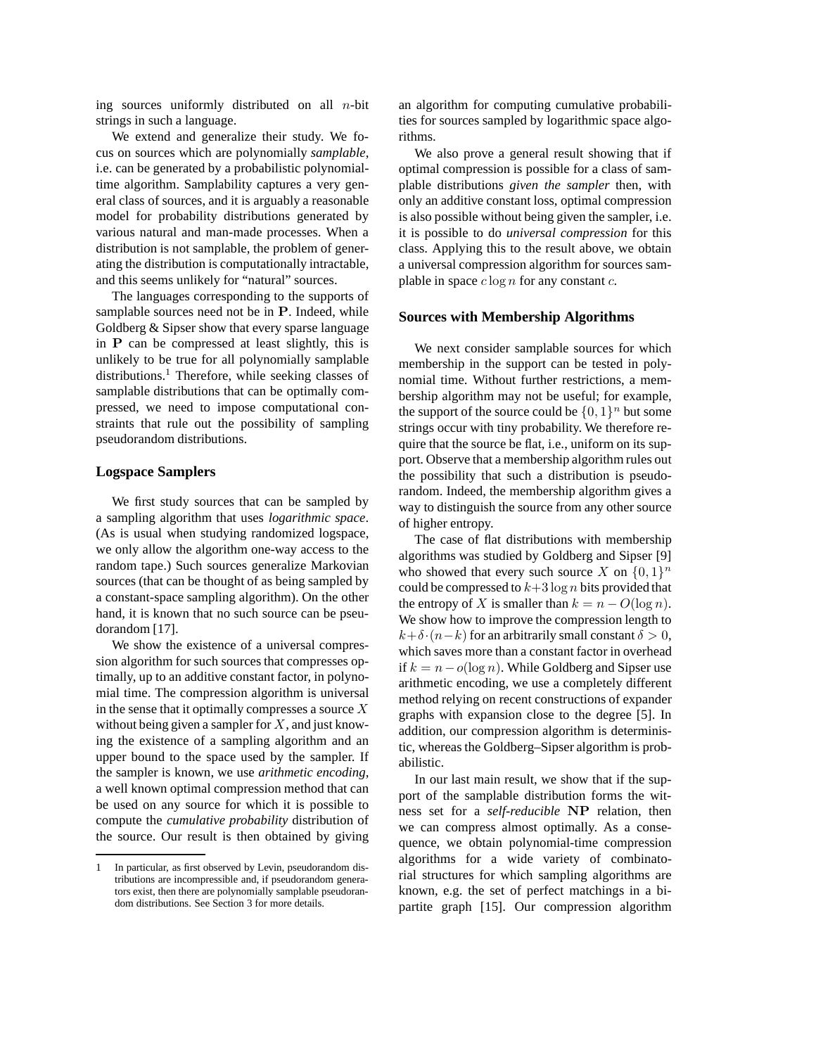ing sources uniformly distributed on all $n$-bit strings in such a language.

We extend and generalize their study. We focus on sources which are polynomially *samplable*, i.e. can be generated by a probabilistic polynomial-time algorithm. Samplability captures a very general class of sources, and it is arguably a reasonable model for probability distributions generated by various natural and man-made processes. When a distribution is not samplable, the problem of generating the distribution is computationally intractable, and this seems unlikely for "natural" sources.

The languages corresponding to the supports of samplable sources need not be in $\mathbf{P}$. Indeed, while Goldberg & Sipser show that every sparse language in $\mathbf{P}$ can be compressed at least slightly, this is unlikely to be true for all polynomially samplable distributions.[1] Therefore, while seeking classes of samplable distributions that can be optimally compressed, we need to impose computational constraints that rule out the possibility of sampling pseudorandom distributions.

### Logspace Samplers

We first study sources that can be sampled by a sampling algorithm that uses *logarithmic space*. (As is usual when studying randomized logspace, we only allow the algorithm one-way access to the random tape.) Such sources generalize Markovian sources (that can be thought of as being sampled by a constant-space sampling algorithm). On the other hand, it is known that no such source can be pseudorandom [17].

We show the existence of a universal compression algorithm for such sources that compresses optimally, up to an additive constant factor, in polynomial time. The compression algorithm is universal in the sense that it optimally compresses a source $X$ without being given a sampler for $X$, and just knowing the existence of a sampling algorithm and an upper bound to the space used by the sampler. If the sampler is known, we use *arithmetic encoding*, a well known optimal compression method that can be used on any source for which it is possible to compute the *cumulative probability* distribution of the source. Our result is then obtained by giving an algorithm for computing cumulative probabilities for sources sampled by logarithmic space algorithms.

We also prove a general result showing that if optimal compression is possible for a class of samplable distributions *given the sampler* then, with only an additive constant loss, optimal compression is also possible without being given the sampler, i.e. it is possible to do *universal compression* for this class. Applying this to the result above, we obtain a universal compression algorithm for sources samplable in space $c \log n$ for any constant $c$.

### Sources with Membership Algorithms

We next consider samplable sources for which membership in the support can be tested in polynomial time. Without further restrictions, a membership algorithm may not be useful; for example, the support of the source could be $\{0,1\}^n$ but some strings occur with tiny probability. We therefore require that the source be flat, i.e., uniform on its support. Observe that a membership algorithm rules out the possibility that such a distribution is pseudorandom. Indeed, the membership algorithm gives a way to distinguish the source from any other source of higher entropy.

The case of flat distributions with membership algorithms was studied by Goldberg and Sipser [9] who showed that every such source $X$ on $\{0,1\}^n$ could be compressed to $k+3\log n$ bits provided that the entropy of $X$ is smaller than $k = n - O(\log n)$. We show how to improve the compression length to $k+\delta\cdot(n-k)$ for an arbitrarily small constant $\delta > 0$, which saves more than a constant factor in overhead if $k = n - o(\log n)$. While Goldberg and Sipser use arithmetic encoding, we use a completely different method relying on recent constructions of expander graphs with expansion close to the degree [5]. In addition, our compression algorithm is deterministic, whereas the Goldberg–Sipser algorithm is probabilistic.

In our last main result, we show that if the support of the samplable distribution forms the witness set for a *self-reducible* $\mathbf{NP}$ relation, then we can compress almost optimally. As a consequence, we obtain polynomial-time compression algorithms for a wide variety of combinatorial structures for which sampling algorithms are known, e.g. the set of perfect matchings in a bipartite graph [15]. Our compression algorithm

[1] In particular, as first observed by Levin, pseudorandom distributions are incompressible and, if pseudorandom generators exist, then there are polynomially samplable pseudorandom distributions. See Section 3 for more details.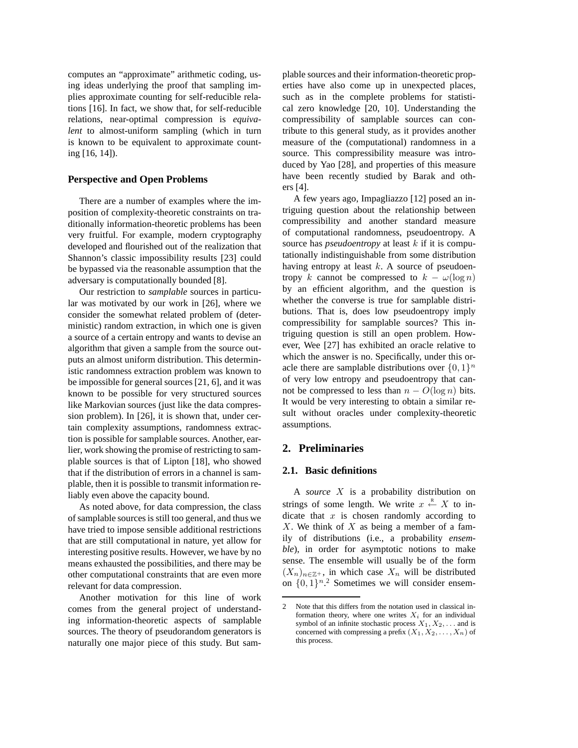computes an "approximate" arithmetic coding, using ideas underlying the proof that sampling implies approximate counting for self-reducible relations [16]. In fact, we show that, for self-reducible relations, near-optimal compression is *equivalent* to almost-uniform sampling (which in turn is known to be equivalent to approximate counting [16, 14]).

### Perspective and Open Problems

There are a number of examples where the imposition of complexity-theoretic constraints on traditionally information-theoretic problems has been very fruitful. For example, modern cryptography developed and flourished out of the realization that Shannon's classic impossibility results [23] could be bypassed via the reasonable assumption that the adversary is computationally bounded [8].

Our restriction to *samplable* sources in particular was motivated by our work in [26], where we consider the somewhat related problem of (deterministic) random extraction, in which one is given a source of a certain entropy and wants to devise an algorithm that given a sample from the source outputs an almost uniform distribution. This deterministic randomness extraction problem was known to be impossible for general sources [21, 6], and it was known to be possible for very structured sources like Markovian sources (just like the data compression problem). In [26], it is shown that, under certain complexity assumptions, randomness extraction is possible for samplable sources. Another, earlier, work showing the promise of restricting to samplable sources is that of Lipton [18], who showed that if the distribution of errors in a channel is samplable, then it is possible to transmit information reliably even above the capacity bound.

As noted above, for data compression, the class of samplable sources is still too general, and thus we have tried to impose sensible additional restrictions that are still computational in nature, yet allow for interesting positive results. However, we have by no means exhausted the possibilities, and there may be other computational constraints that are even more relevant for data compression.

Another motivation for this line of work comes from the general project of understanding information-theoretic aspects of samplable sources. The theory of pseudorandom generators is naturally one major piece of this study. But samplable sources and their information-theoretic properties have also come up in unexpected places, such as in the complete problems for statistical zero knowledge [20, 10]. Understanding the compressibility of samplable sources can contribute to this general study, as it provides another measure of the (computational) randomness in a source. This compressibility measure was introduced by Yao [28], and properties of this measure have been recently studied by Barak and others [4].

A few years ago, Impagliazzo [12] posed an intriguing question about the relationship between compressibility and another standard measure of computational randomness, pseudoentropy. A source has *pseudoentropy* at least $k$ if it is computationally indistinguishable from some distribution having entropy at least $k$. A source of pseudoentropy $k$ cannot be compressed to $k - \omega(\log n)$ by an efficient algorithm, and the question is whether the converse is true for samplable distributions. That is, does low pseudoentropy imply compressibility for samplable sources? This intriguing question is still an open problem. However, Wee [27] has exhibited an oracle relative to which the answer is no. Specifically, under this oracle there are samplable distributions over $\{0,1\}^n$ of very low entropy and pseudoentropy that cannot be compressed to less than $n - O(\log n)$ bits. It would be very interesting to obtain a similar result without oracles under complexity-theoretic assumptions.

## 2. Preliminaries

### 2.1. Basic definitions

A *source* $X$ is a probability distribution on strings of some length. We write $x \stackrel{\text{R}}{\leftarrow} X$ to indicate that $x$ is chosen randomly according to $X$. We think of $X$ as being a member of a family of distributions (i.e., a probability *ensemble*), in order for asymptotic notions to make sense. The ensemble will usually be of the form $(X_n)_{n \in \mathbb{Z}^+}$, in which case $X_n$ will be distributed on $\{0,1\}^n$.[2] Sometimes we will consider ensem-

[2] Note that this differs from the notation used in classical information theory, where one writes $X_i$ for an individual symbol of an infinite stochastic process $X_1, X_2, \ldots$ and is concerned with compressing a prefix $(X_1, X_2, \ldots, X_n)$ of this process.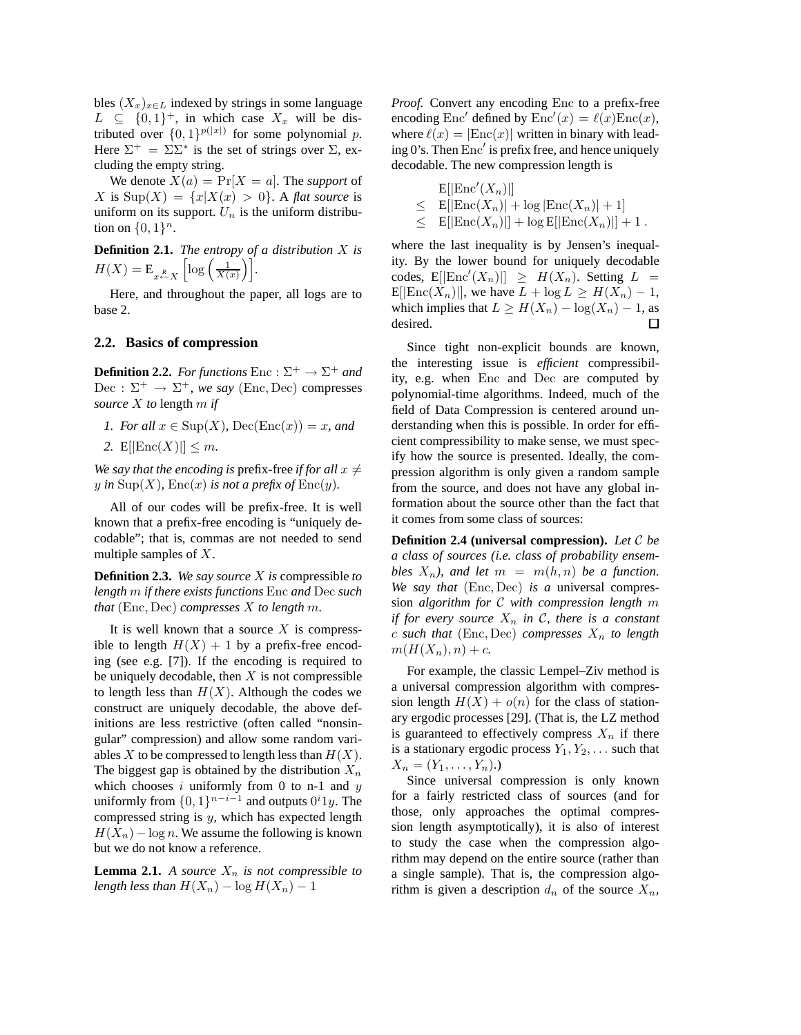bles $(X_x)_{x \in L}$ indexed by strings in some language $L \subseteq \{0,1\}^+$, in which case $X_x$ will be distributed over $\{0,1\}^{p(|x|)}$ for some polynomial $p$. Here $\Sigma^+ = \Sigma\Sigma^*$ is the set of strings over $\Sigma$, excluding the empty string.

We denote $X(a) = \Pr[X = a]$. The *support* of $X$ is $\mathrm{Sup}(X) = \{x | X(x) > 0\}$. A *flat source* is uniform on its support. $U_n$ is the uniform distribution on $\{0,1\}^n$.

**Definition 2.1.** *The entropy of a distribution $X$ is* $H(X) = \mathrm{E}_{x \xleftarrow{R} X}\left[\log\left(\frac{1}{X(x)}\right)\right]$.

Here, and throughout the paper, all logs are to base 2.

### 2.2. Basics of compression

**Definition 2.2.** *For functions* $\mathrm{Enc} : \Sigma^+ \to \Sigma^+$ *and* $\mathrm{Dec} : \Sigma^+ \to \Sigma^+$, *we say* $(\mathrm{Enc}, \mathrm{Dec})$ compresses *source $X$ to* length $m$ *if*

1. *For all $x \in \mathrm{Sup}(X)$, $\mathrm{Dec}(\mathrm{Enc}(x)) = x$, and*
2. $\mathrm{E}[|\mathrm{Enc}(X)|] \leq m$.

*We say that the encoding is* prefix-free *if for all $x \neq y$ in $\mathrm{Sup}(X)$, $\mathrm{Enc}(x)$ is not a prefix of $\mathrm{Enc}(y)$.*

All of our codes will be prefix-free. It is well known that a prefix-free encoding is "uniquely decodable"; that is, commas are not needed to send multiple samples of $X$.

**Definition 2.3.** *We say source $X$ is* compressible *to length $m$ if there exists functions* Enc *and* Dec *such that* $(\mathrm{Enc}, \mathrm{Dec})$ *compresses $X$ to length $m$.*

It is well known that a source $X$ is compressible to length $H(X) + 1$ by a prefix-free encoding (see e.g. [7]). If the encoding is required to be uniquely decodable, then $X$ is not compressible to length less than $H(X)$. Although the codes we construct are uniquely decodable, the above definitions are less restrictive (often called "nonsingular" compression) and allow some random variables $X$ to be compressed to length less than $H(X)$. The biggest gap is obtained by the distribution $X_n$ which chooses $i$ uniformly from 0 to n-1 and $y$ uniformly from $\{0,1\}^{n-i-1}$ and outputs $0^i 1 y$. The compressed string is $y$, which has expected length $H(X_n) - \log n$. We assume the following is known but we do not know a reference.

**Lemma 2.1.** *A source $X_n$ is not compressible to length less than $H(X_n) - \log H(X_n) - 1$*

*Proof.* Convert any encoding Enc to a prefix-free encoding $\mathrm{Enc}'$ defined by $\mathrm{Enc}'(x) = \ell(x)\mathrm{Enc}(x)$, where $\ell(x) = |\mathrm{Enc}(x)|$ written in binary with leading 0's. Then $\mathrm{Enc}'$ is prefix free, and hence uniquely decodable. The new compression length is

$$
\begin{aligned}
& \mathrm{E}[|\mathrm{Enc}'(X_n)|] \\
\leq\ & \mathrm{E}[|\mathrm{Enc}(X_n)| + \log|\mathrm{Enc}(X_n)| + 1] \\
\leq\ & \mathrm{E}[|\mathrm{Enc}(X_n)|] + \log \mathrm{E}[|\mathrm{Enc}(X_n)|] + 1 \,.
\end{aligned}
$$

where the last inequality is by Jensen's inequality. By the lower bound for uniquely decodable codes, $\mathrm{E}[|\mathrm{Enc}'(X_n)|] \geq H(X_n)$. Setting $L = \mathrm{E}[|\mathrm{Enc}(X_n)|]$, we have $L + \log L \geq H(X_n) - 1$, which implies that $L \geq H(X_n) - \log(X_n) - 1$, as desired. $\square$

Since tight non-explicit bounds are known, the interesting issue is *efficient* compressibility, e.g. when Enc and Dec are computed by polynomial-time algorithms. Indeed, much of the field of Data Compression is centered around understanding when this is possible. In order for efficient compressibility to make sense, we must specify how the source is presented. Ideally, the compression algorithm is only given a random sample from the source, and does not have any global information about the source other than the fact that it comes from some class of sources:

**Definition 2.4 (universal compression).** *Let $\mathcal{C}$ be a class of sources (i.e. class of probability ensembles $X_n$), and let $m = m(h, n)$ be a function. We say that* $(\mathrm{Enc}, \mathrm{Dec})$ *is a* universal compression *algorithm for $\mathcal{C}$ with compression length $m$ if for every source $X_n$ in $\mathcal{C}$, there is a constant $c$ such that* $(\mathrm{Enc}, \mathrm{Dec})$ *compresses $X_n$ to length $m(H(X_n), n) + c$.*

For example, the classic Lempel–Ziv method is a universal compression algorithm with compression length $H(X) + o(n)$ for the class of stationary ergodic processes [29]. (That is, the LZ method is guaranteed to effectively compress $X_n$ if there is a stationary ergodic process $Y_1, Y_2, \ldots$ such that $X_n = (Y_1, \ldots, Y_n)$.)

Since universal compression is only known for a fairly restricted class of sources (and for those, only approaches the optimal compression length asymptotically), it is also of interest to study the case when the compression algorithm may depend on the entire source (rather than a single sample). That is, the compression algorithm is given a description $d_n$ of the source $X_n$,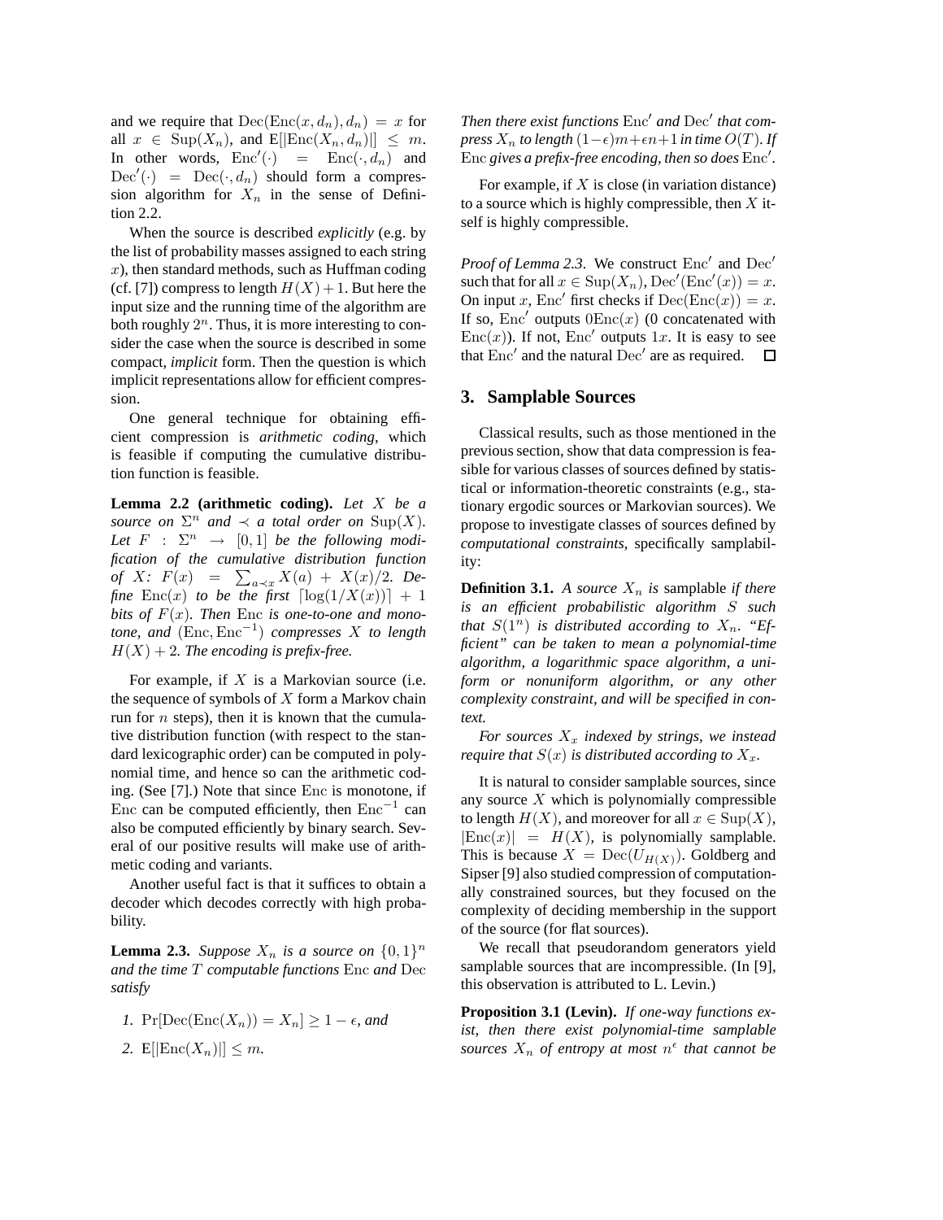and we require that $\mathrm{Dec}(\mathrm{Enc}(x, d_n), d_n) = x$ for all $x \in \mathrm{Sup}(X_n)$, and $\mathrm{E}[|\mathrm{Enc}(X_n, d_n)|] \leq m$. In other words, $\mathrm{Enc}'(\cdot) = \mathrm{Enc}(\cdot, d_n)$ and $\mathrm{Dec}'(\cdot) = \mathrm{Dec}(\cdot, d_n)$ should form a compression algorithm for $X_n$ in the sense of Definition 2.2.

When the source is described *explicitly* (e.g. by the list of probability masses assigned to each string $x$), then standard methods, such as Huffman coding (cf. [7]) compress to length $H(X) + 1$. But here the input size and the running time of the algorithm are both roughly $2^n$. Thus, it is more interesting to consider the case when the source is described in some compact, *implicit* form. Then the question is which implicit representations allow for efficient compression.

One general technique for obtaining efficient compression is *arithmetic coding*, which is feasible if computing the cumulative distribution function is feasible.

**Lemma 2.2 (arithmetic coding).** *Let $X$ be a source on $\Sigma^n$ and $\prec$ a total order on $\mathrm{Sup}(X)$. Let $F : \Sigma^n \to [0, 1]$ be the following modification of the cumulative distribution function of $X$: $F(x) = \sum_{a \prec x} X(a) + X(x)/2$. Define $\mathrm{Enc}(x)$ to be the first $\lceil \log(1/X(x)) \rceil + 1$ bits of $F(x)$. Then $\mathrm{Enc}$ is one-to-one and monotone, and $(\mathrm{Enc}, \mathrm{Enc}^{-1})$ compresses $X$ to length $H(X) + 2$. The encoding is prefix-free.*

For example, if $X$ is a Markovian source (i.e. the sequence of symbols of $X$ form a Markov chain run for $n$ steps), then it is known that the cumulative distribution function (with respect to the standard lexicographic order) can be computed in polynomial time, and hence so can the arithmetic coding. (See [7].) Note that since $\mathrm{Enc}$ is monotone, if $\mathrm{Enc}$ can be computed efficiently, then $\mathrm{Enc}^{-1}$ can also be computed efficiently by binary search. Several of our positive results will make use of arithmetic coding and variants.

Another useful fact is that it suffices to obtain a decoder which decodes correctly with high probability.

**Lemma 2.3.** *Suppose $X_n$ is a source on $\{0, 1\}^n$ and the time $T$ computable functions $\mathrm{Enc}$ and $\mathrm{Dec}$ satisfy*

1. $\Pr[\mathrm{Dec}(\mathrm{Enc}(X_n)) = X_n] \geq 1 - \epsilon$*, and*
2. $\mathrm{E}[|\mathrm{Enc}(X_n)|] \leq m$.

*Then there exist functions $\mathrm{Enc}'$ and $\mathrm{Dec}'$ that compress $X_n$ to length $(1-\epsilon)m+\epsilon n+1$ in time $O(T)$. If $\mathrm{Enc}$ gives a prefix-free encoding, then so does $\mathrm{Enc}'$.*

For example, if $X$ is close (in variation distance) to a source which is highly compressible, then $X$ itself is highly compressible.

*Proof of Lemma 2.3.* We construct $\mathrm{Enc}'$ and $\mathrm{Dec}'$ such that for all $x \in \mathrm{Sup}(X_n)$, $\mathrm{Dec}'(\mathrm{Enc}'(x)) = x$. On input $x$, $\mathrm{Enc}'$ first checks if $\mathrm{Dec}(\mathrm{Enc}(x)) = x$. If so, $\mathrm{Enc}'$ outputs $0\mathrm{Enc}(x)$ (0 concatenated with $\mathrm{Enc}(x)$). If not, $\mathrm{Enc}'$ outputs $1x$. It is easy to see that $\mathrm{Enc}'$ and the natural $\mathrm{Dec}'$ are as required. □

## 3. Samplable Sources

Classical results, such as those mentioned in the previous section, show that data compression is feasible for various classes of sources defined by statistical or information-theoretic constraints (e.g., stationary ergodic sources or Markovian sources). We propose to investigate classes of sources defined by *computational constraints*, specifically samplability:

**Definition 3.1.** *A source $X_n$ is* samplable *if there is an efficient probabilistic algorithm $S$ such that $S(1^n)$ is distributed according to $X_n$. "Efficient" can be taken to mean a polynomial-time algorithm, a logarithmic space algorithm, a uniform or nonuniform algorithm, or any other complexity constraint, and will be specified in context.*

*For sources $X_x$ indexed by strings, we instead require that $S(x)$ is distributed according to $X_x$.*

It is natural to consider samplable sources, since any source $X$ which is polynomially compressible to length $H(X)$, and moreover for all $x \in \mathrm{Sup}(X)$, $|\mathrm{Enc}(x)| = H(X)$, is polynomially samplable. This is because $X = \mathrm{Dec}(U_{H(X)})$. Goldberg and Sipser [9] also studied compression of computationally constrained sources, but they focused on the complexity of deciding membership in the support of the source (for flat sources).

We recall that pseudorandom generators yield samplable sources that are incompressible. (In [9], this observation is attributed to L. Levin.)

**Proposition 3.1 (Levin).** *If one-way functions exist, then there exist polynomial-time samplable sources $X_n$ of entropy at most $n^\epsilon$ that cannot be*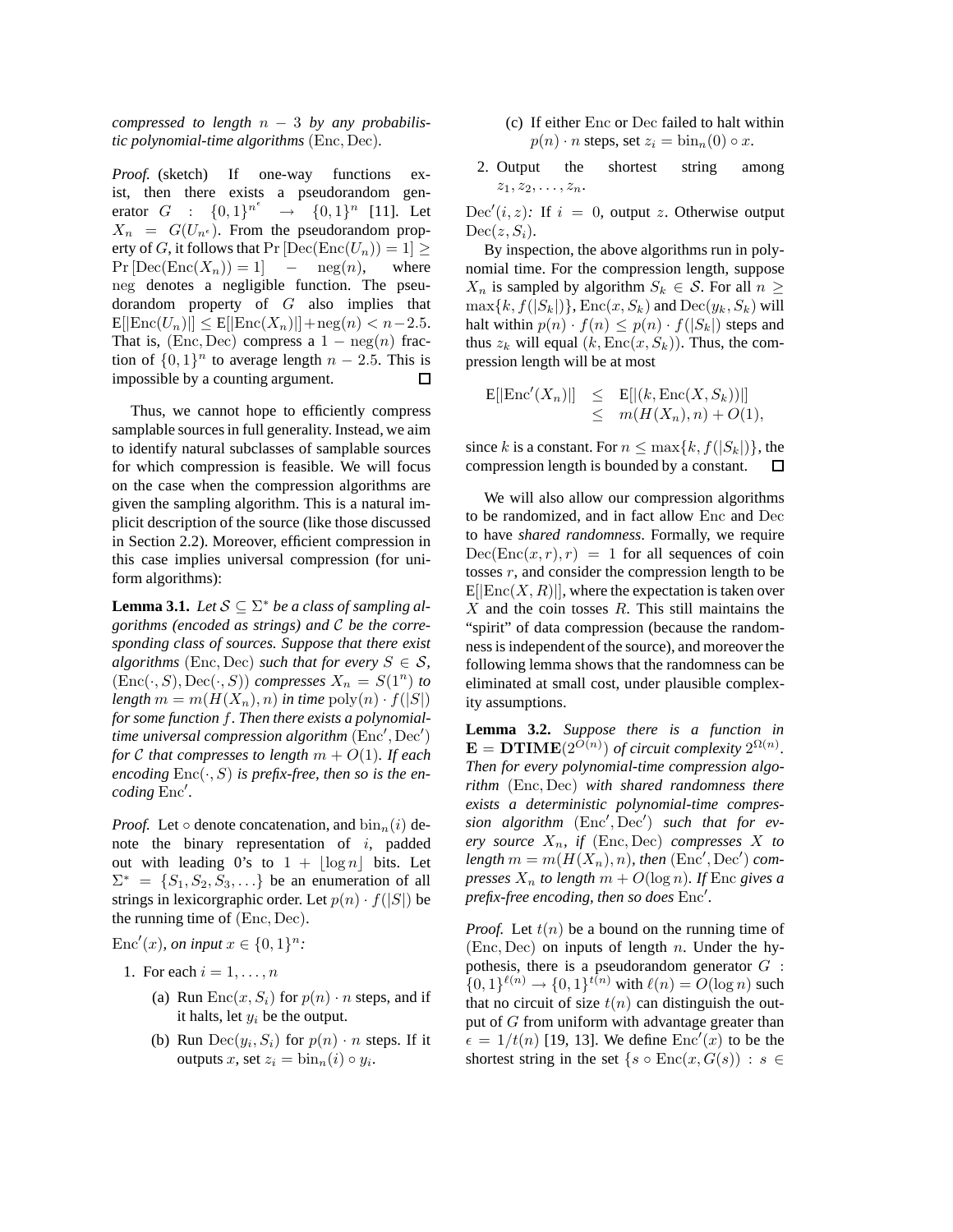*compressed to length $n-3$ by any probabilistic polynomial-time algorithms* $(\mathrm{Enc}, \mathrm{Dec})$.

*Proof.* (sketch) If one-way functions exist, then there exists a pseudorandom generator $G : \{0,1\}^{n^\epsilon} \rightarrow \{0,1\}^n$ [11]. Let $X_n = G(U_{n^\epsilon})$. From the pseudorandom property of $G$, it follows that $\Pr[\mathrm{Dec}(\mathrm{Enc}(U_n)) = 1] \geq \Pr[\mathrm{Dec}(\mathrm{Enc}(X_n)) = 1] - \mathrm{neg}(n)$, where $\mathrm{neg}$ denotes a negligible function. The pseudorandom property of $G$ also implies that $\mathrm{E}[|\mathrm{Enc}(U_n)|] \leq \mathrm{E}[|\mathrm{Enc}(X_n)|] + \mathrm{neg}(n) < n - 2.5$. That is, $(\mathrm{Enc}, \mathrm{Dec})$ compress a $1 - \mathrm{neg}(n)$ fraction of $\{0,1\}^n$ to average length $n - 2.5$. This is impossible by a counting argument. □

Thus, we cannot hope to efficiently compress samplable sources in full generality. Instead, we aim to identify natural subclasses of samplable sources for which compression is feasible. We will focus on the case when the compression algorithms are given the sampling algorithm. This is a natural implicit description of the source (like those discussed in Section 2.2). Moreover, efficient compression in this case implies universal compression (for uniform algorithms):

**Lemma 3.1.** *Let $\mathcal{S} \subseteq \Sigma^*$ be a class of sampling algorithms (encoded as strings) and $\mathcal{C}$ be the corresponding class of sources. Suppose that there exist algorithms* $(\mathrm{Enc}, \mathrm{Dec})$ *such that for every $S \in \mathcal{S}$, $(\mathrm{Enc}(\cdot, S), \mathrm{Dec}(\cdot, S))$ compresses $X_n = S(1^n)$ to length $m = m(H(X_n), n)$ in time $\mathrm{poly}(n) \cdot f(|S|)$ for some function $f$. Then there exists a polynomial-time universal compression algorithm $(\mathrm{Enc}', \mathrm{Dec}')$ for $\mathcal{C}$ that compresses to length $m + O(1)$. If each encoding $\mathrm{Enc}(\cdot, S)$ is prefix-free, then so is the encoding $\mathrm{Enc}'$.*

*Proof.* Let $\circ$ denote concatenation, and $\mathrm{bin}_n(i)$ denote the binary representation of $i$, padded out with leading 0's to $1 + \lfloor \log n \rfloor$ bits. Let $\Sigma^* = \{S_1, S_2, S_3, \ldots\}$ be an enumeration of all strings in lexicorgraphic order. Let $p(n) \cdot f(|S|)$ be the running time of $(\mathrm{Enc}, \mathrm{Dec})$.

$\mathrm{Enc}'(x)$*, on input* $x \in \{0,1\}^n$*:*

1. For each $i = 1, \ldots, n$
   (a) Run $\mathrm{Enc}(x, S_i)$ for $p(n) \cdot n$ steps, and if it halts, let $y_i$ be the output.
   (b) Run $\mathrm{Dec}(y_i, S_i)$ for $p(n) \cdot n$ steps. If it outputs $x$, set $z_i = \mathrm{bin}_n(i) \circ y_i$.
   (c) If either $\mathrm{Enc}$ or $\mathrm{Dec}$ failed to halt within $p(n) \cdot n$ steps, set $z_i = \mathrm{bin}_n(0) \circ x$.
2. Output the shortest string among $z_1, z_2, \ldots, z_n$.

$\mathrm{Dec}'(i, z)$*:* If $i = 0$, output $z$. Otherwise output $\mathrm{Dec}(z, S_i)$.

By inspection, the above algorithms run in polynomial time. For the compression length, suppose $X_n$ is sampled by algorithm $S_k \in \mathcal{S}$. For all $n \geq \max\{k, f(|S_k|)\}$, $\mathrm{Enc}(x, S_k)$ and $\mathrm{Dec}(y_k, S_k)$ will halt within $p(n) \cdot f(n) \leq p(n) \cdot f(|S_k|)$ steps and thus $z_k$ will equal $(k, \mathrm{Enc}(x, S_k))$. Thus, the compression length will be at most

$$\begin{aligned} \mathrm{E}[|\mathrm{Enc}'(X_n)|] &\leq \mathrm{E}[|(k, \mathrm{Enc}(X, S_k))|] \\ &\leq m(H(X_n), n) + O(1), \end{aligned}$$

since $k$ is a constant. For $n \leq \max\{k, f(|S_k|)\}$, the compression length is bounded by a constant. □

We will also allow our compression algorithms to be randomized, and in fact allow $\mathrm{Enc}$ and $\mathrm{Dec}$ to have *shared randomness*. Formally, we require $\mathrm{Dec}(\mathrm{Enc}(x, r), r) = 1$ for all sequences of coin tosses $r$, and consider the compression length to be $\mathrm{E}[|\mathrm{Enc}(X, R)|]$, where the expectation is taken over $X$ and the coin tosses $R$. This still maintains the "spirit" of data compression (because the randomness is independent of the source), and moreover the following lemma shows that the randomness can be eliminated at small cost, under plausible complexity assumptions.

**Lemma 3.2.** *Suppose there is a function in $\mathbf{E} = \mathbf{DTIME}(2^{O(n)})$ of circuit complexity $2^{\Omega(n)}$. Then for every polynomial-time compression algorithm $(\mathrm{Enc}, \mathrm{Dec})$ with shared randomness there exists a deterministic polynomial-time compression algorithm $(\mathrm{Enc}', \mathrm{Dec}')$ such that for every source $X_n$, if $(\mathrm{Enc}, \mathrm{Dec})$ compresses $X$ to length $m = m(H(X_n), n)$, then $(\mathrm{Enc}', \mathrm{Dec}')$ compresses $X_n$ to length $m + O(\log n)$. If $\mathrm{Enc}$ gives a prefix-free encoding, then so does $\mathrm{Enc}'$.*

*Proof.* Let $t(n)$ be a bound on the running time of $(\mathrm{Enc}, \mathrm{Dec})$ on inputs of length $n$. Under the hypothesis, there is a pseudorandom generator $G : \{0,1\}^{\ell(n)} \rightarrow \{0,1\}^{t(n)}$ with $\ell(n) = O(\log n)$ such that no circuit of size $t(n)$ can distinguish the output of $G$ from uniform with advantage greater than $\epsilon = 1/t(n)$ [19, 13]. We define $\mathrm{Enc}'(x)$ to be the shortest string in the set $\{s \circ \mathrm{Enc}(x, G(s)) : s \in$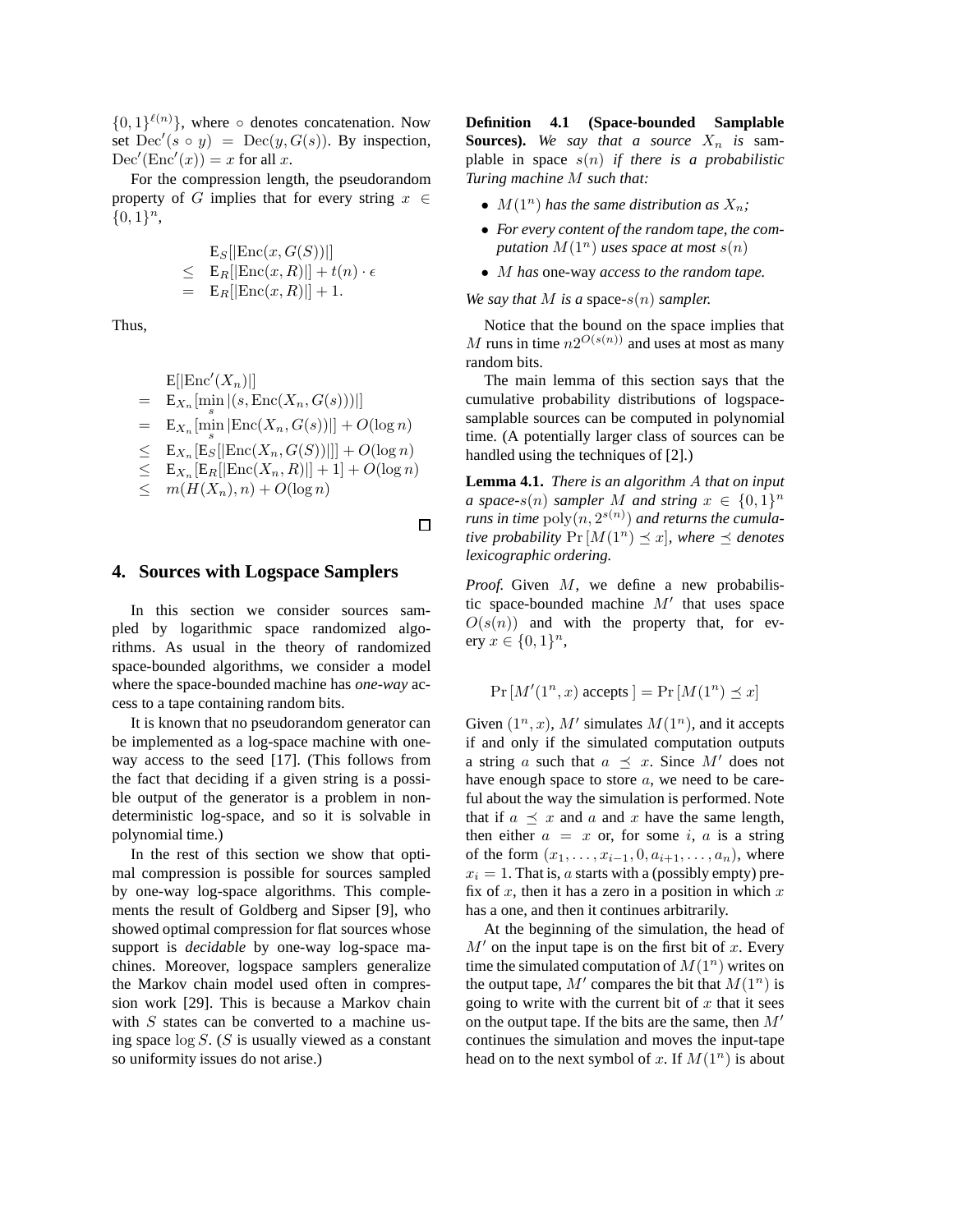$\{0,1\}^{\ell(n)}\}$, where $\circ$ denotes concatenation. Now set $\mathrm{Dec}'(s \circ y) = \mathrm{Dec}(y, G(s))$. By inspection, $\mathrm{Dec}'(\mathrm{Enc}'(x)) = x$ for all $x$.

For the compression length, the pseudorandom property of $G$ implies that for every string $x \in \{0,1\}^n$,

$$\begin{aligned} & \mathrm{E}_S[|\mathrm{Enc}(x, G(S))|] \\ \leq \; & \mathrm{E}_R[|\mathrm{Enc}(x,R)|] + t(n)\cdot\epsilon \\ = \; & \mathrm{E}_R[|\mathrm{Enc}(x,R)|] + 1. \end{aligned}$$

Thus,

$$\begin{aligned} & \mathrm{E}[|\mathrm{Enc}'(X_n)|] \\ = \; & \mathrm{E}_{X_n}[\min_s |(s, \mathrm{Enc}(X_n, G(s)))|] \\ = \; & \mathrm{E}_{X_n}[\min_s |\mathrm{Enc}(X_n, G(s))|] + O(\log n) \\ \leq \; & \mathrm{E}_{X_n}[\mathrm{E}_S[|\mathrm{Enc}(X_n, G(S))|]] + O(\log n) \\ \leq \; & \mathrm{E}_{X_n}[\mathrm{E}_R[|\mathrm{Enc}(X_n, R)|] + 1] + O(\log n) \\ \leq \; & m(H(X_n), n) + O(\log n) \end{aligned}$$

□

## 4. Sources with Logspace Samplers

In this section we consider sources sampled by logarithmic space randomized algorithms. As usual in the theory of randomized space-bounded algorithms, we consider a model where the space-bounded machine has *one-way* access to a tape containing random bits.

It is known that no pseudorandom generator can be implemented as a log-space machine with one-way access to the seed [17]. (This follows from the fact that deciding if a given string is a possible output of the generator is a problem in nondeterministic log-space, and so it is solvable in polynomial time.)

In the rest of this section we show that optimal compression is possible for sources sampled by one-way log-space algorithms. This complements the result of Goldberg and Sipser [9], who showed optimal compression for flat sources whose support is *decidable* by one-way log-space machines. Moreover, logspace samplers generalize the Markov chain model used often in compression work [29]. This is because a Markov chain with $S$ states can be converted to a machine using space $\log S$. ($S$ is usually viewed as a constant so uniformity issues do not arise.)

**Definition 4.1 (Space-bounded Samplable Sources).** *We say that a source $X_n$ is samplable in space $s(n)$ if there is a probabilistic Turing machine $M$ such that:*

- *$M(1^n)$ has the same distribution as $X_n$;*
- *For every content of the random tape, the computation $M(1^n)$ uses space at most $s(n)$*
- *$M$ has* one-way *access to the random tape.*

*We say that $M$ is a* space-$s(n)$ *sampler.*

Notice that the bound on the space implies that $M$ runs in time $n2^{O(s(n))}$ and uses at most as many random bits.

The main lemma of this section says that the cumulative probability distributions of logspace-samplable sources can be computed in polynomial time. (A potentially larger class of sources can be handled using the techniques of [2].)

**Lemma 4.1.** *There is an algorithm $A$ that on input a space-$s(n)$ sampler $M$ and string $x \in \{0,1\}^n$ runs in time $\mathrm{poly}(n, 2^{s(n)})$ and returns the cumulative probability $\Pr[M(1^n) \preceq x]$, where $\preceq$ denotes lexicographic ordering.*

*Proof.* Given $M$, we define a new probabilistic space-bounded machine $M'$ that uses space $O(s(n))$ and with the property that, for every $x \in \{0,1\}^n$,

$$\Pr[M'(1^n, x) \text{ accepts }] = \Pr[M(1^n) \preceq x]$$

Given $(1^n, x)$, $M'$ simulates $M(1^n)$, and it accepts if and only if the simulated computation outputs a string $a$ such that $a \preceq x$. Since $M'$ does not have enough space to store $a$, we need to be careful about the way the simulation is performed. Note that if $a \preceq x$ and $a$ and $x$ have the same length, then either $a = x$ or, for some $i$, $a$ is a string of the form $(x_1, \ldots, x_{i-1}, 0, a_{i+1}, \ldots, a_n)$, where $x_i = 1$. That is, $a$ starts with a (possibly empty) prefix of $x$, then it has a zero in a position in which $x$ has a one, and then it continues arbitrarily.

At the beginning of the simulation, the head of $M'$ on the input tape is on the first bit of $x$. Every time the simulated computation of $M(1^n)$ writes on the output tape, $M'$ compares the bit that $M(1^n)$ is going to write with the current bit of $x$ that it sees on the output tape. If the bits are the same, then $M'$ continues the simulation and moves the input-tape head on to the next symbol of $x$. If $M(1^n)$ is about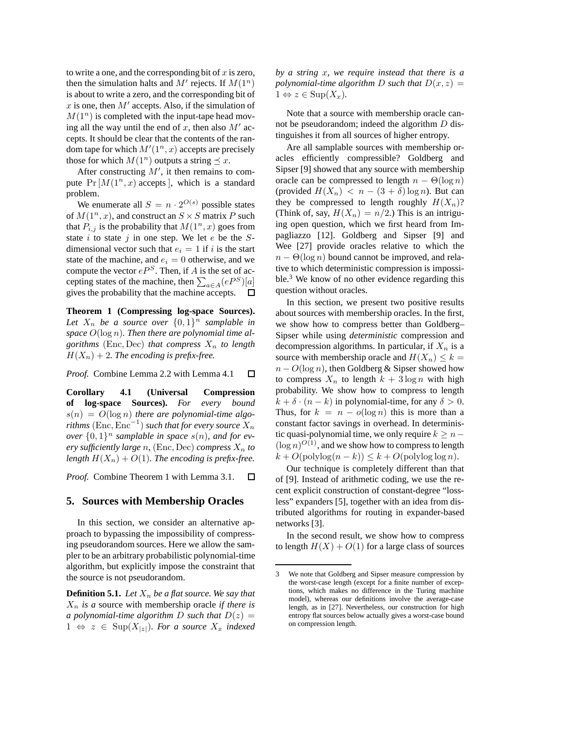to write a one, and the corresponding bit of $x$ is zero, then the simulation halts and $M'$ rejects. If $M(1^n)$ is about to write a zero, and the corresponding bit of $x$ is one, then $M'$ accepts. Also, if the simulation of $M(1^n)$ is completed with the input-tape head moving all the way until the end of $x$, then also $M'$ accepts. It should be clear that the contents of the random tape for which $M'(1^n, x)$ accepts are precisely those for which $M(1^n)$ outputs a string $\preceq x$.

After constructing $M'$, it then remains to compute $\Pr[M(1^n, x) \text{ accepts}]$, which is a standard problem.

We enumerate all $S = n \cdot 2^{O(s)}$ possible states of $M(1^n, x)$, and construct an $S \times S$ matrix $P$ such that $P_{i,j}$ is the probability that $M(1^n, x)$ goes from state $i$ to state $j$ in one step. We let $e$ be the $S$-dimensional vector such that $e_i = 1$ if $i$ is the start state of the machine, and $e_i = 0$ otherwise, and we compute the vector $eP^S$. Then, if $A$ is the set of accepting states of the machine, then $\sum_{a \in A}(eP^S)[a]$ gives the probability that the machine accepts. □

**Theorem 1 (Compressing log-space Sources).** *Let $X_n$ be a source over $\{0,1\}^n$ samplable in space $O(\log n)$. Then there are polynomial time algorithms $(\mathrm{Enc}, \mathrm{Dec})$ that compress $X_n$ to length $H(X_n) + 2$. The encoding is prefix-free.*

*Proof.* Combine Lemma 2.2 with Lemma 4.1 □

**Corollary 4.1 (Universal Compression of log-space Sources).** *For every bound $s(n) = O(\log n)$ there are polynomial-time algorithms $(\mathrm{Enc}, \mathrm{Enc}^{-1})$ such that for every source $X_n$ over $\{0,1\}^n$ samplable in space $s(n)$, and for every sufficiently large $n$, $(\mathrm{Enc}, \mathrm{Dec})$ compress $X_n$ to length $H(X_n) + O(1)$. The encoding is prefix-free.*

*Proof.* Combine Theorem 1 with Lemma 3.1. □

## 5. Sources with Membership Oracles

In this section, we consider an alternative approach to bypassing the impossibility of compressing pseudorandom sources. Here we allow the sampler to be an arbitrary probabilistic polynomial-time algorithm, but explicitly impose the constraint that the source is not pseudorandom.

**Definition 5.1.** *Let $X_n$ be a flat source. We say that $X_n$ is a* source with membership oracle *if there is a polynomial-time algorithm $D$ such that $D(z) = 1 \Leftrightarrow z \in \mathrm{Sup}(X_{|z|})$. For a source $X_x$ indexed by a string $x$, we require instead that there is a polynomial-time algorithm $D$ such that $D(x, z) = 1 \Leftrightarrow z \in \mathrm{Sup}(X_x)$.*

Note that a source with membership oracle cannot be pseudorandom; indeed the algorithm $D$ distinguishes it from all sources of higher entropy.

Are all samplable sources with membership oracles efficiently compressible? Goldberg and Sipser [9] showed that any source with membership oracle can be compressed to length $n - \Theta(\log n)$ (provided $H(X_n) < n - (3 + \delta)\log n$). But can they be compressed to length roughly $H(X_n)$? (Think of, say, $H(X_n) = n/2$.) This is an intriguing open question, which we first heard from Impagliazzo [12]. Goldberg and Sipser [9] and Wee [27] provide oracles relative to which the $n - \Theta(\log n)$ bound cannot be improved, and relative to which deterministic compression is impossible.[3] We know of no other evidence regarding this question without oracles.

In this section, we present two positive results about sources with membership oracles. In the first, we show how to compress better than Goldberg–Sipser while using *deterministic* compression and decompression algorithms. In particular, if $X_n$ is a source with membership oracle and $H(X_n) \leq k = n - O(\log n)$, then Goldberg & Sipser showed how to compress $X_n$ to length $k + 3\log n$ with high probability. We show how to compress to length $k + \delta \cdot (n - k)$ in polynomial-time, for any $\delta > 0$. Thus, for $k = n - o(\log n)$ this is more than a constant factor savings in overhead. In deterministic quasi-polynomial time, we only require $k \geq n - (\log n)^{O(1)}$, and we show how to compress to length $k + O(\mathrm{polylog}(n - k)) \leq k + O(\mathrm{polylog} \log n)$.

Our technique is completely different than that of [9]. Instead of arithmetic coding, we use the recent explicit construction of constant-degree "lossless" expanders [5], together with an idea from distributed algorithms for routing in expander-based networks [3].

In the second result, we show how to compress to length $H(X) + O(1)$ for a large class of sources

---

[3] We note that Goldberg and Sipser measure compression by the worst-case length (except for a finite number of exceptions, which makes no difference in the Turing machine model), whereas our definitions involve the average-case length, as in [27]. Nevertheless, our construction for high entropy flat sources below actually gives a worst-case bound on compression length.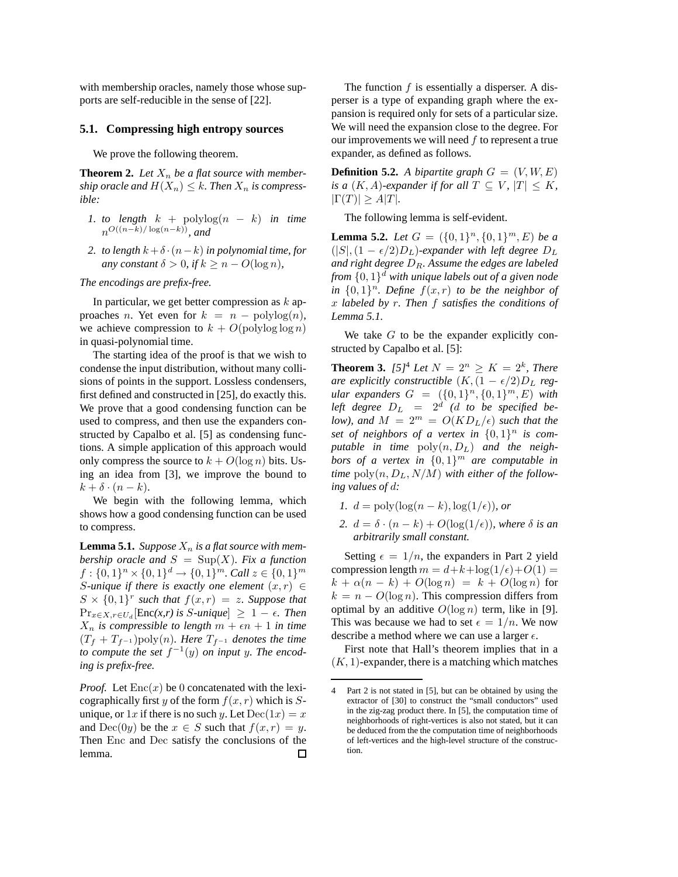with membership oracles, namely those whose supports are self-reducible in the sense of [22].

### 5.1. Compressing high entropy sources

We prove the following theorem.

**Theorem 2.** *Let $X_n$ be a flat source with membership oracle and $H(X_n) \leq k$. Then $X_n$ is compressible:*

1. *to length $k + \text{polylog}(n - k)$ in time $n^{O((n-k)/\log(n-k))}$, and*
2. *to length $k + \delta \cdot (n - k)$ in polynomial time, for any constant $\delta > 0$, if $k \geq n - O(\log n)$,*

*The encodings are prefix-free.*

In particular, we get better compression as $k$ approaches $n$. Yet even for $k = n - \text{polylog}(n)$, we achieve compression to $k + O(\text{polylog} \log n)$ in quasi-polynomial time.

The starting idea of the proof is that we wish to condense the input distribution, without many collisions of points in the support. Lossless condensers, first defined and constructed in [25], do exactly this. We prove that a good condensing function can be used to compress, and then use the expanders constructed by Capalbo et al. [5] as condensing functions. A simple application of this approach would only compress the source to $k + O(\log n)$ bits. Using an idea from [3], we improve the bound to $k + \delta \cdot (n - k)$.

We begin with the following lemma, which shows how a good condensing function can be used to compress.

**Lemma 5.1.** *Suppose $X_n$ is a flat source with membership oracle and $S = \text{Sup}(X)$. Fix a function $f : \{0,1\}^n \times \{0,1\}^d \to \{0,1\}^m$. Call $z \in \{0,1\}^m$ $S$-unique if there is exactly one element $(x, r) \in S \times \{0,1\}^r$ such that $f(x, r) = z$. Suppose that $\Pr_{x \in X, r \in U_d}[\text{Enc}(x,r) \text{ is } S\text{-unique}] \geq 1 - \epsilon$. Then $X_n$ is compressible to length $m + \epsilon n + 1$ in time $(T_f + T_{f^{-1}})\text{poly}(n)$. Here $T_{f^{-1}}$ denotes the time to compute the set $f^{-1}(y)$ on input $y$. The encoding is prefix-free.*

*Proof.* Let $\text{Enc}(x)$ be $0$ concatenated with the lexicographically first $y$ of the form $f(x, r)$ which is $S$-unique, or $1x$ if there is no such $y$. Let $\text{Dec}(1x) = x$ and $\text{Dec}(0y)$ be the $x \in S$ such that $f(x, r) = y$. Then $\text{Enc}$ and $\text{Dec}$ satisfy the conclusions of the lemma. □

The function $f$ is essentially a disperser. A disperser is a type of expanding graph where the expansion is required only for sets of a particular size. We will need the expansion close to the degree. For our improvements we will need $f$ to represent a true expander, as defined as follows.

**Definition 5.2.** *A bipartite graph $G = (V, W, E)$ is a $(K, A)$-expander if for all $T \subseteq V$, $|T| \leq K$, $|\Gamma(T)| \geq A|T|$.*

The following lemma is self-evident.

**Lemma 5.2.** *Let $G = (\{0,1\}^n, \{0,1\}^m, E)$ be a $(|S|, (1 - \epsilon/2)D_L)$-expander with left degree $D_L$ and right degree $D_R$. Assume the edges are labeled from $\{0,1\}^d$ with unique labels out of a given node in $\{0,1\}^n$. Define $f(x, r)$ to be the neighbor of $x$ labeled by $r$. Then $f$ satisfies the conditions of Lemma 5.1.*

We take $G$ to be the expander explicitly constructed by Capalbo et al. [5]:

**Theorem 3.** *[5][4] Let $N = 2^n \geq K = 2^k$, There are explicitly constructible $(K, (1 - \epsilon/2)D_L$ regular expanders $G = (\{0,1\}^n, \{0,1\}^m, E)$ with left degree $D_L = 2^d$ ($d$ to be specified below), and $M = 2^m = O(KD_L/\epsilon)$ such that the set of neighbors of a vertex in $\{0,1\}^n$ is computable in time $\text{poly}(n, D_L)$ and the neighbors of a vertex in $\{0,1\}^m$ are computable in time $\text{poly}(n, D_L, N/M)$ with either of the following values of $d$:*

1. *$d = \text{poly}(\log(n - k), \log(1/\epsilon))$, or*
2. *$d = \delta \cdot (n - k) + O(\log(1/\epsilon))$, where $\delta$ is an arbitrarily small constant.*

Setting $\epsilon = 1/n$, the expanders in Part 2 yield compression length $m = d + k + \log(1/\epsilon) + O(1) = k + \alpha(n - k) + O(\log n) = k + O(\log n)$ for $k = n - O(\log n)$. This compression differs from optimal by an additive $O(\log n)$ term, like in [9]. This was because we had to set $\epsilon = 1/n$. We now describe a method where we can use a larger $\epsilon$.

First note that Hall's theorem implies that in a $(K, 1)$-expander, there is a matching which matches

---

[4] Part 2 is not stated in [5], but can be obtained by using the extractor of [30] to construct the "small conductors" used in the zig-zag product there. In [5], the computation time of neighborhoods of right-vertices is also not stated, but it can be deduced from the the computation time of neighborhoods of left-vertices and the high-level structure of the construction.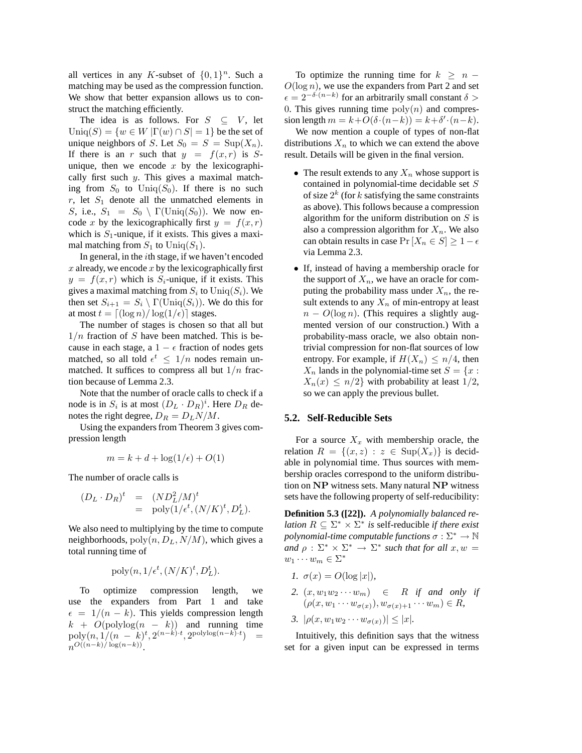all vertices in any $K$-subset of $\{0,1\}^n$. Such a matching may be used as the compression function. We show that better expansion allows us to construct the matching efficiently.

The idea is as follows. For $S \subseteq V$, let $\mathrm{Uniq}(S) = \{w \in W \,|\Gamma(w) \cap S| = 1\}$ be the set of unique neighbors of $S$. Let $S_0 = S = \mathrm{Sup}(X_n)$. If there is an $r$ such that $y = f(x,r)$ is $S$-unique, then we encode $x$ by the lexicographically first such $y$. This gives a maximal matching from $S_0$ to $\mathrm{Uniq}(S_0)$. If there is no such $r$, let $S_1$ denote all the unmatched elements in $S$, i.e., $S_1 = S_0 \setminus \Gamma(\mathrm{Uniq}(S_0))$. We now encode $x$ by the lexicographically first $y = f(x,r)$ which is $S_1$-unique, if it exists. This gives a maximal matching from $S_1$ to $\mathrm{Uniq}(S_1)$.

In general, in the $i$th stage, if we haven't encoded $x$ already, we encode $x$ by the lexicographically first $y = f(x,r)$ which is $S_i$-unique, if it exists. This gives a maximal matching from $S_i$ to $\mathrm{Uniq}(S_i)$. We then set $S_{i+1} = S_i \setminus \Gamma(\mathrm{Uniq}(S_i))$. We do this for at most $t = \lceil (\log n)/\log(1/\epsilon) \rceil$ stages.

The number of stages is chosen so that all but $1/n$ fraction of $S$ have been matched. This is because in each stage, a $1-\epsilon$ fraction of nodes gets matched, so all told $\epsilon^t \le 1/n$ nodes remain unmatched. It suffices to compress all but $1/n$ fraction because of Lemma 2.3.

Note that the number of oracle calls to check if a node is in $S_i$ is at most $(D_L \cdot D_R)^i$. Here $D_R$ denotes the right degree, $D_R = D_L N/M$.

Using the expanders from Theorem 3 gives compression length

$$m = k + d + \log(1/\epsilon) + O(1)$$

The number of oracle calls is

$$\begin{aligned}(D_L \cdot D_R)^t &= (ND_L^2/M)^t \\ &= \mathrm{poly}(1/\epsilon^t, (N/K)^t, D_L^t).\end{aligned}$$

We also need to multiplying by the time to compute neighborhoods, $\mathrm{poly}(n, D_L, N/M)$, which gives a total running time of

$$\mathrm{poly}(n, 1/\epsilon^t, (N/K)^t, D_L^t).$$

To optimize compression length, we use the expanders from Part 1 and take $\epsilon = 1/(n-k)$. This yields compression length $k + O(\mathrm{polylog}(n-k))$ and running time $\mathrm{poly}(n, 1/(n-k)^t, 2^{(n-k)\cdot t}, 2^{\mathrm{polylog}(n-k)\cdot t}) = n^{O((n-k)/\log(n-k))}$.

To optimize the running time for $k \ge n - O(\log n)$, we use the expanders from Part 2 and set $\epsilon = 2^{-\delta\cdot(n-k)}$ for an arbitrarily small constant $\delta > 0$. This gives running time $\mathrm{poly}(n)$ and compression length $m = k + O(\delta\cdot(n-k)) = k + \delta'\cdot(n-k)$.

We now mention a couple of types of non-flat distributions $X_n$ to which we can extend the above result. Details will be given in the final version.

- The result extends to any $X_n$ whose support is contained in polynomial-time decidable set $S$ of size $2^k$ (for $k$ satisfying the same constraints as above). This follows because a compression algorithm for the uniform distribution on $S$ is also a compression algorithm for $X_n$. We also can obtain results in case $\Pr[X_n \in S] \ge 1-\epsilon$ via Lemma 2.3.
- If, instead of having a membership oracle for the support of $X_n$, we have an oracle for computing the probability mass under $X_n$, the result extends to any $X_n$ of min-entropy at least $n - O(\log n)$. (This requires a slightly augmented version of our construction.) With a probability-mass oracle, we also obtain nontrivial compression for non-flat sources of low entropy. For example, if $H(X_n) \le n/4$, then $X_n$ lands in the polynomial-time set $S = \{x : X_n(x) \le n/2\}$ with probability at least $1/2$, so we can apply the previous bullet.

### 5.2. Self-Reducible Sets

For a source $X_x$ with membership oracle, the relation $R = \{(x,z) : z \in \mathrm{Sup}(X_x)\}$ is decidable in polynomial time. Thus sources with membership oracles correspond to the uniform distribution on $\mathbf{NP}$ witness sets. Many natural $\mathbf{NP}$ witness sets have the following property of self-reducibility:

**Definition 5.3 ([22]).** *A polynomially balanced relation $R \subseteq \Sigma^* \times \Sigma^*$ is* self-reducible *if there exist polynomial-time computable functions $\sigma : \Sigma^* \to \mathbb{N}$ and $\rho : \Sigma^* \times \Sigma^* \to \Sigma^*$ such that for all $x, w = w_1 \cdots w_m \in \Sigma^*$*

1. *$\sigma(x) = O(\log |x|)$,*
2. *$(x, w_1 w_2 \cdots w_m) \in R$ if and only if $(\rho(x, w_1 \cdots w_{\sigma(x)}), w_{\sigma(x)+1} \cdots w_m) \in R$,*
3. *$|\rho(x, w_1 w_2 \cdots w_{\sigma(x)})| \le |x|$.*

Intuitively, this definition says that the witness set for a given input can be expressed in terms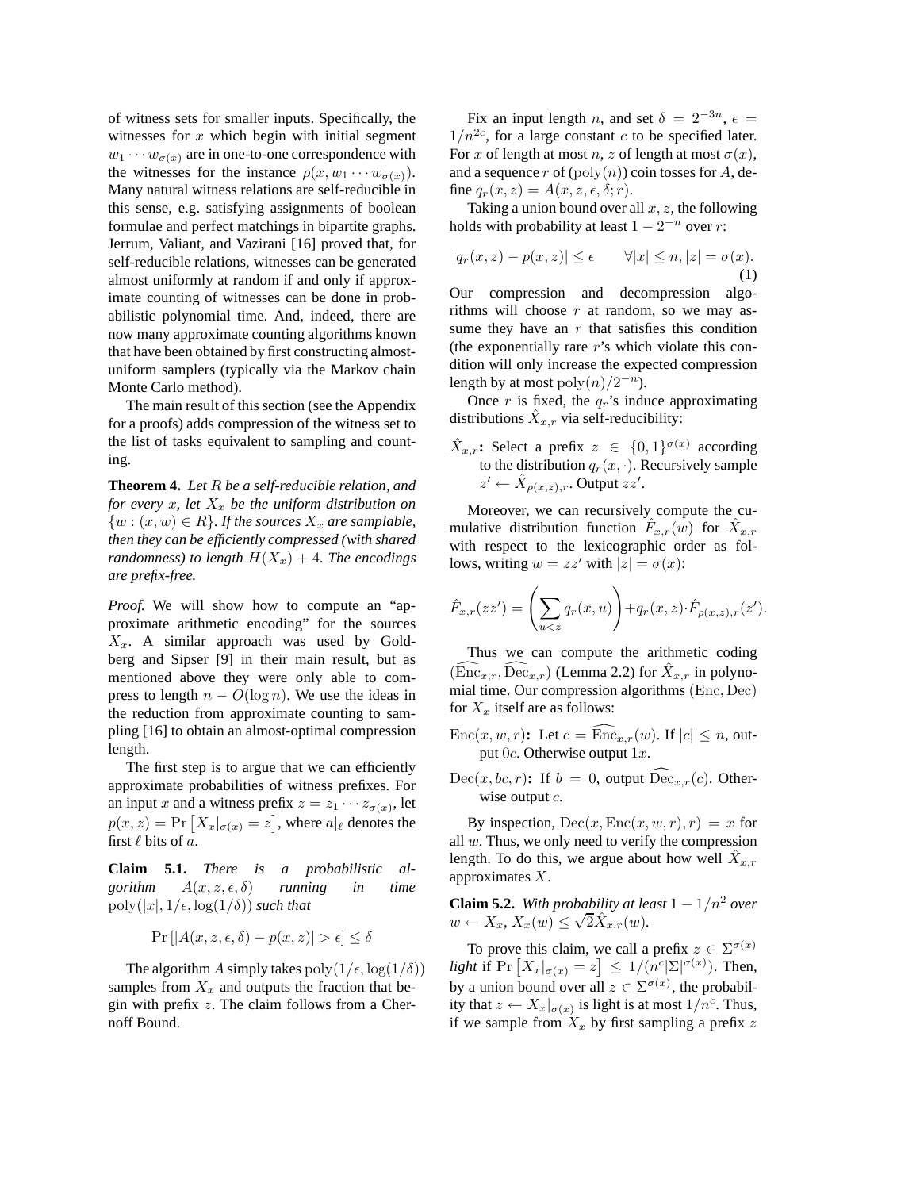of witness sets for smaller inputs. Specifically, the witnesses for $x$ which begin with initial segment $w_1 \cdots w_{\sigma(x)}$ are in one-to-one correspondence with the witnesses for the instance $\rho(x, w_1 \cdots w_{\sigma(x)})$. Many natural witness relations are self-reducible in this sense, e.g. satisfying assignments of boolean formulae and perfect matchings in bipartite graphs. Jerrum, Valiant, and Vazirani [16] proved that, for self-reducible relations, witnesses can be generated almost uniformly at random if and only if approximate counting of witnesses can be done in probabilistic polynomial time. And, indeed, there are now many approximate counting algorithms known that have been obtained by first constructing almost-uniform samplers (typically via the Markov chain Monte Carlo method).

The main result of this section (see the Appendix for a proofs) adds compression of the witness set to the list of tasks equivalent to sampling and counting.

**Theorem 4.** *Let $R$ be a self-reducible relation, and for every $x$, let $X_x$ be the uniform distribution on $\{w : (x, w) \in R\}$. If the sources $X_x$ are samplable, then they can be efficiently compressed (with shared randomness) to length $H(X_x) + 4$. The encodings are prefix-free.*

*Proof.* We will show how to compute an "approximate arithmetic encoding" for the sources $X_x$. A similar approach was used by Goldberg and Sipser [9] in their main result, but as mentioned above they were only able to compress to length $n - O(\log n)$. We use the ideas in the reduction from approximate counting to sampling [16] to obtain an almost-optimal compression length.

The first step is to argue that we can efficiently approximate probabilities of witness prefixes. For an input $x$ and a witness prefix $z = z_1 \cdots z_{\sigma(x)}$, let $p(x, z) = \Pr\left[X_x|_{\sigma(x)} = z\right]$, where $a|_\ell$ denotes the first $\ell$ bits of $a$.

**Claim 5.1.** *There is a probabilistic algorithm $A(x, z, \epsilon, \delta)$ running in time $\mathrm{poly}(|x|, 1/\epsilon, \log(1/\delta))$ such that*

$$\Pr\left[|A(x, z, \epsilon, \delta) - p(x, z)| > \epsilon\right] \leq \delta$$

The algorithm $A$ simply takes $\mathrm{poly}(1/\epsilon, \log(1/\delta))$ samples from $X_x$ and outputs the fraction that begin with prefix $z$. The claim follows from a Chernoff Bound.

Fix an input length $n$, and set $\delta = 2^{-3n}$, $\epsilon = 1/n^{2c}$, for a large constant $c$ to be specified later. For $x$ of length at most $n$, $z$ of length at most $\sigma(x)$, and a sequence $r$ of $(\mathrm{poly}(n))$ coin tosses for $A$, define $q_r(x, z) = A(x, z, \epsilon, \delta; r)$.

Taking a union bound over all $x, z$, the following holds with probability at least $1 - 2^{-n}$ over $r$:

$$|q_r(x, z) - p(x, z)| \leq \epsilon \qquad \forall |x| \leq n, |z| = \sigma(x). \tag{1}$$

Our compression and decompression algorithms will choose $r$ at random, so we may assume they have an $r$ that satisfies this condition (the exponentially rare $r$'s which violate this condition will only increase the expected compression length by at most $\mathrm{poly}(n)/2^{-n}$).

Once $r$ is fixed, the $q_r$'s induce approximating distributions $\hat{X}_{x,r}$ via self-reducibility:

$\hat{X}_{x,r}$**:** Select a prefix $z \in \{0,1\}^{\sigma(x)}$ according to the distribution $q_r(x, \cdot)$. Recursively sample $z' \leftarrow \hat{X}_{\rho(x,z),r}$. Output $zz'$.

Moreover, we can recursively compute the cumulative distribution function $\hat{F}_{x,r}(w)$ for $\hat{X}_{x,r}$ with respect to the lexicographic order as follows, writing $w = zz'$ with $|z| = \sigma(x)$:

$$\hat{F}_{x,r}(zz') = \left(\sum_{u<z} q_r(x, u)\right) + q_r(x, z) \cdot \hat{F}_{\rho(x,z),r}(z').$$

Thus we can compute the arithmetic coding $(\widehat{\mathrm{Enc}}_{x,r}, \widehat{\mathrm{Dec}}_{x,r})$ (Lemma 2.2) for $\hat{X}_{x,r}$ in polynomial time. Our compression algorithms $(\mathrm{Enc}, \mathrm{Dec})$ for $X_x$ itself are as follows:

$\mathrm{Enc}(x, w, r)$**:** Let $c = \widehat{\mathrm{Enc}}_{x,r}(w)$. If $|c| \leq n$, output $0c$. Otherwise output $1x$.

$\mathrm{Dec}(x, bc, r)$**:** If $b = 0$, output $\widehat{\mathrm{Dec}}_{x,r}(c)$. Otherwise output $c$.

By inspection, $\mathrm{Dec}(x, \mathrm{Enc}(x, w, r), r) = x$ for all $w$. Thus, we only need to verify the compression length. To do this, we argue about how well $\hat{X}_{x,r}$ approximates $X$.

**Claim 5.2.** *With probability at least $1 - 1/n^2$ over $w \leftarrow X_x$, $X_x(w) \leq \sqrt{2}\hat{X}_{x,r}(w)$.*

To prove this claim, we call a prefix $z \in \Sigma^{\sigma(x)}$ *light* if $\Pr\left[X_x|_{\sigma(x)} = z\right] \leq 1/(n^c|\Sigma|^{\sigma(x)})$. Then, by a union bound over all $z \in \Sigma^{\sigma(x)}$, the probability that $z \leftarrow X_x|_{\sigma(x)}$ is light is at most $1/n^c$. Thus, if we sample from $X_x$ by first sampling a prefix $z$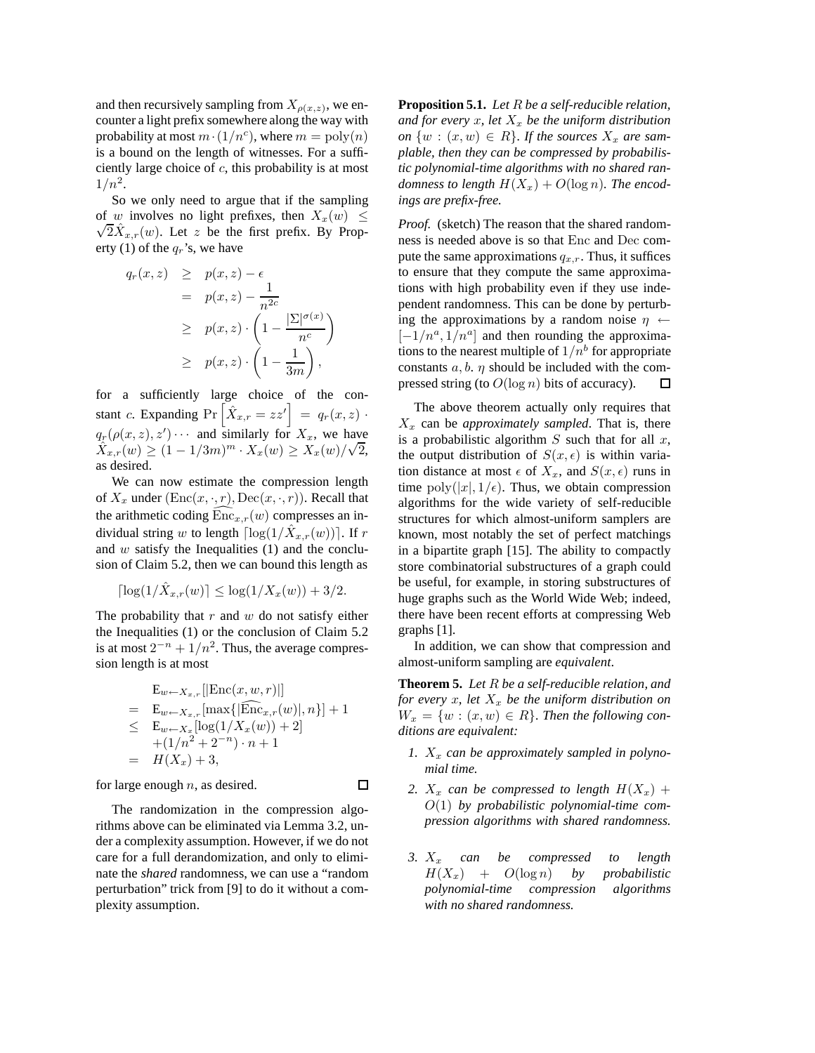and then recursively sampling from $X_{\rho(x,z)}$, we encounter a light prefix somewhere along the way with probability at most $m \cdot (1/n^c)$, where $m = \mathrm{poly}(n)$ is a bound on the length of witnesses. For a sufficiently large choice of $c$, this probability is at most $1/n^2$.

So we only need to argue that if the sampling of $w$ involves no light prefixes, then $X_x(w) \leq \sqrt{2}\hat{X}_{x,r}(w)$. Let $z$ be the first prefix. By Property (1) of the $q_r$'s, we have

$$
\begin{aligned}
q_r(x,z) &\geq p(x,z) - \epsilon \\
&= p(x,z) - \frac{1}{n^{2c}} \\
&\geq p(x,z) \cdot \left(1 - \frac{|\Sigma|^{\sigma(x)}}{n^c}\right) \\
&\geq p(x,z) \cdot \left(1 - \frac{1}{3m}\right),
\end{aligned}
$$

for a sufficiently large choice of the constant $c$. Expanding $\Pr\left[\hat{X}_{x,r} = zz'\right] = q_r(x,z) \cdot q_r(\rho(x,z), z') \cdots$ and similarly for $X_x$, we have $\hat{X}_{x,r}(w) \geq (1 - 1/3m)^m \cdot X_x(w) \geq X_x(w)/\sqrt{2}$, as desired.

We can now estimate the compression length of $X_x$ under $(\mathrm{Enc}(x,\cdot,r), \mathrm{Dec}(x,\cdot,r))$. Recall that the arithmetic coding $\widehat{\mathrm{Enc}}_{x,r}(w)$ compresses an individual string $w$ to length $\lceil \log(1/\hat{X}_{x,r}(w)) \rceil$. If $r$ and $w$ satisfy the Inequalities (1) and the conclusion of Claim 5.2, then we can bound this length as

$$
\lceil \log(1/\hat{X}_{x,r}(w)) \rceil \leq \log(1/X_x(w)) + 3/2.
$$

The probability that $r$ and $w$ do not satisfy either the Inequalities (1) or the conclusion of Claim 5.2 is at most $2^{-n} + 1/n^2$. Thus, the average compression length is at most

$$
\begin{aligned}
& \mathrm{E}_{w \leftarrow X_{x,r}}[|\mathrm{Enc}(x,w,r)|] \\
= \;& \mathrm{E}_{w \leftarrow X_{x,r}}[\max\{|\widehat{\mathrm{Enc}}_{x,r}(w)|, n\}] + 1 \\
\leq \;& \mathrm{E}_{w \leftarrow X_x}[\log(1/X_x(w)) + 2] \\
& + (1/n^2 + 2^{-n}) \cdot n + 1 \\
= \;& H(X_x) + 3,
\end{aligned}
$$

for large enough $n$, as desired. □

The randomization in the compression algorithms above can be eliminated via Lemma 3.2, under a complexity assumption. However, if we do not care for a full derandomization, and only to eliminate the *shared* randomness, we can use a "random perturbation" trick from [9] to do it without a complexity assumption.

**Proposition 5.1.** *Let $R$ be a self-reducible relation, and for every $x$, let $X_x$ be the uniform distribution on $\{w : (x,w) \in R\}$. If the sources $X_x$ are samplable, then they can be compressed by probabilistic polynomial-time algorithms with no shared randomness to length $H(X_x) + O(\log n)$. The encodings are prefix-free.*

*Proof.* (sketch) The reason that the shared randomness is needed above is so that Enc and Dec compute the same approximations $q_{x,r}$. Thus, it suffices to ensure that they compute the same approximations with high probability even if they use independent randomness. This can be done by perturbing the approximations by a random noise $\eta \leftarrow [-1/n^a, 1/n^a]$ and then rounding the approximations to the nearest multiple of $1/n^b$ for appropriate constants $a, b$. $\eta$ should be included with the compressed string (to $O(\log n)$ bits of accuracy). □

The above theorem actually only requires that $X_x$ can be *approximately sampled*. That is, there is a probabilistic algorithm $S$ such that for all $x$, the output distribution of $S(x,\epsilon)$ is within variation distance at most $\epsilon$ of $X_x$, and $S(x,\epsilon)$ runs in time $\mathrm{poly}(|x|, 1/\epsilon)$. Thus, we obtain compression algorithms for the wide variety of self-reducible structures for which almost-uniform samplers are known, most notably the set of perfect matchings in a bipartite graph [15]. The ability to compactly store combinatorial substructures of a graph could be useful, for example, in storing substructures of huge graphs such as the World Wide Web; indeed, there have been recent efforts at compressing Web graphs [1].

In addition, we can show that compression and almost-uniform sampling are *equivalent*.

**Theorem 5.** *Let $R$ be a self-reducible relation, and for every $x$, let $X_x$ be the uniform distribution on $W_x = \{w : (x,w) \in R\}$. Then the following conditions are equivalent:*

1. *$X_x$ can be approximately sampled in polynomial time.*
2. *$X_x$ can be compressed to length $H(X_x) + O(1)$ by probabilistic polynomial-time compression algorithms with shared randomness.*
3. *$X_x$ can be compressed to length $H(X_x) + O(\log n)$ by probabilistic polynomial-time compression algorithms with no shared randomness.*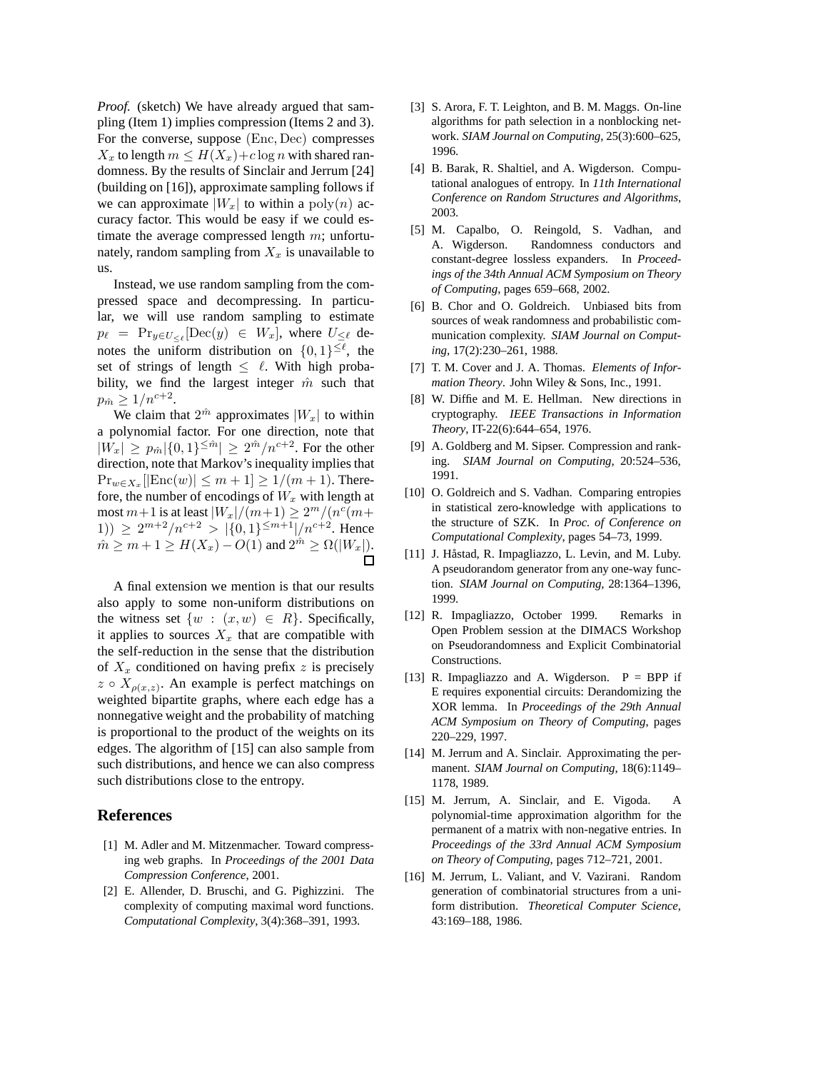*Proof.* (sketch) We have already argued that sampling (Item 1) implies compression (Items 2 and 3). For the converse, suppose $(\mathrm{Enc}, \mathrm{Dec})$ compresses $X_x$ to length $m \leq H(X_x)+c\log n$ with shared randomness. By the results of Sinclair and Jerrum [24] (building on [16]), approximate sampling follows if we can approximate $|W_x|$ to within a $\mathrm{poly}(n)$ accuracy factor. This would be easy if we could estimate the average compressed length $m$; unfortunately, random sampling from $X_x$ is unavailable to us.

Instead, we use random sampling from the compressed space and decompressing. In particular, we will use random sampling to estimate $p_\ell = \Pr_{y \in U_{\leq \ell}}[\mathrm{Dec}(y) \in W_x]$, where $U_{\leq \ell}$ denotes the uniform distribution on $\{0,1\}^{\leq \ell}$, the set of strings of length $\leq \ell$. With high probability, we find the largest integer $\hat{m}$ such that $p_{\hat{m}} \geq 1/n^{c+2}$.

We claim that $2^{\hat{m}}$ approximates $|W_x|$ to within a polynomial factor. For one direction, note that $|W_x| \geq p_{\hat{m}} |\{0,1\}^{\leq \hat{m}}| \geq 2^{\hat{m}}/n^{c+2}$. For the other direction, note that Markov's inequality implies that $\Pr_{w \in X_x}[|\mathrm{Enc}(w)| \leq m+1] \geq 1/(m+1)$. Therefore, the number of encodings of $W_x$ with length at most $m+1$ is at least $|W_x|/(m+1) \geq 2^m/(n^c(m+1)) \geq 2^{m+2}/n^{c+2} > |\{0,1\}^{\leq m+1}|/n^{c+2}$. Hence $\hat{m} \geq m+1 \geq H(X_x) - O(1)$ and $2^{\hat{m}} \geq \Omega(|W_x|)$. □

A final extension we mention is that our results also apply to some non-uniform distributions on the witness set $\{w : (x,w) \in R\}$. Specifically, it applies to sources $X_x$ that are compatible with the self-reduction in the sense that the distribution of $X_x$ conditioned on having prefix $z$ is precisely $z \circ X_{\rho(x,z)}$. An example is perfect matchings on weighted bipartite graphs, where each edge has a nonnegative weight and the probability of matching is proportional to the product of the weights on its edges. The algorithm of [15] can also sample from such distributions, and hence we can also compress such distributions close to the entropy.

## References

[1] M. Adler and M. Mitzenmacher. Toward compressing web graphs. In *Proceedings of the 2001 Data Compression Conference*, 2001.

[2] E. Allender, D. Bruschi, and G. Pighizzini. The complexity of computing maximal word functions. *Computational Complexity*, 3(4):368–391, 1993.

[3] S. Arora, F. T. Leighton, and B. M. Maggs. On-line algorithms for path selection in a nonblocking network. *SIAM Journal on Computing*, 25(3):600–625, 1996.

[4] B. Barak, R. Shaltiel, and A. Wigderson. Computational analogues of entropy. In *11th International Conference on Random Structures and Algorithms*, 2003.

[5] M. Capalbo, O. Reingold, S. Vadhan, and A. Wigderson. Randomness conductors and constant-degree lossless expanders. In *Proceedings of the 34th Annual ACM Symposium on Theory of Computing*, pages 659–668, 2002.

[6] B. Chor and O. Goldreich. Unbiased bits from sources of weak randomness and probabilistic communication complexity. *SIAM Journal on Computing*, 17(2):230–261, 1988.

[7] T. M. Cover and J. A. Thomas. *Elements of Information Theory*. John Wiley & Sons, Inc., 1991.

[8] W. Diffie and M. E. Hellman. New directions in cryptography. *IEEE Transactions in Information Theory*, IT-22(6):644–654, 1976.

[9] A. Goldberg and M. Sipser. Compression and ranking. *SIAM Journal on Computing*, 20:524–536, 1991.

[10] O. Goldreich and S. Vadhan. Comparing entropies in statistical zero-knowledge with applications to the structure of SZK. In *Proc. of Conference on Computational Complexity*, pages 54–73, 1999.

[11] J. Håstad, R. Impagliazzo, L. Levin, and M. Luby. A pseudorandom generator from any one-way function. *SIAM Journal on Computing*, 28:1364–1396, 1999.

[12] R. Impagliazzo, October 1999. Remarks in Open Problem session at the DIMACS Workshop on Pseudorandomness and Explicit Combinatorial Constructions.

[13] R. Impagliazzo and A. Wigderson. P = BPP if E requires exponential circuits: Derandomizing the XOR lemma. In *Proceedings of the 29th Annual ACM Symposium on Theory of Computing*, pages 220–229, 1997.

[14] M. Jerrum and A. Sinclair. Approximating the permanent. *SIAM Journal on Computing*, 18(6):1149–1178, 1989.

[15] M. Jerrum, A. Sinclair, and E. Vigoda. A polynomial-time approximation algorithm for the permanent of a matrix with non-negative entries. In *Proceedings of the 33rd Annual ACM Symposium on Theory of Computing*, pages 712–721, 2001.

[16] M. Jerrum, L. Valiant, and V. Vazirani. Random generation of combinatorial structures from a uniform distribution. *Theoretical Computer Science*, 43:169–188, 1986.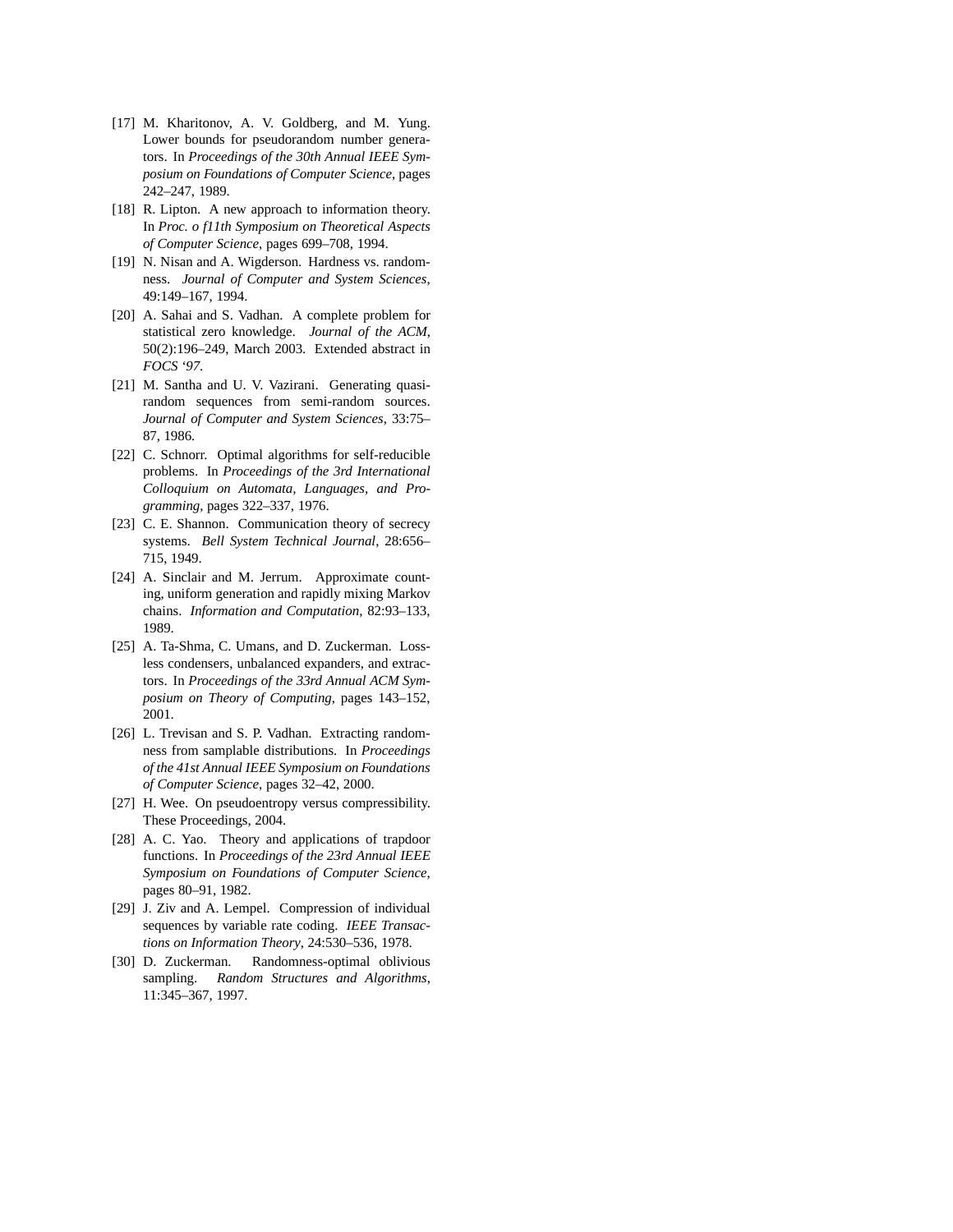[17] M. Kharitonov, A. V. Goldberg, and M. Yung. Lower bounds for pseudorandom number generators. In *Proceedings of the 30th Annual IEEE Symposium on Foundations of Computer Science*, pages 242–247, 1989.

[18] R. Lipton. A new approach to information theory. In *Proc. o f11th Symposium on Theoretical Aspects of Computer Science*, pages 699–708, 1994.

[19] N. Nisan and A. Wigderson. Hardness vs. randomness. *Journal of Computer and System Sciences*, 49:149–167, 1994.

[20] A. Sahai and S. Vadhan. A complete problem for statistical zero knowledge. *Journal of the ACM*, 50(2):196–249, March 2003. Extended abstract in *FOCS '97*.

[21] M. Santha and U. V. Vazirani. Generating quasi-random sequences from semi-random sources. *Journal of Computer and System Sciences*, 33:75–87, 1986.

[22] C. Schnorr. Optimal algorithms for self-reducible problems. In *Proceedings of the 3rd International Colloquium on Automata, Languages, and Programming*, pages 322–337, 1976.

[23] C. E. Shannon. Communication theory of secrecy systems. *Bell System Technical Journal*, 28:656–715, 1949.

[24] A. Sinclair and M. Jerrum. Approximate counting, uniform generation and rapidly mixing Markov chains. *Information and Computation*, 82:93–133, 1989.

[25] A. Ta-Shma, C. Umans, and D. Zuckerman. Lossless condensers, unbalanced expanders, and extractors. In *Proceedings of the 33rd Annual ACM Symposium on Theory of Computing*, pages 143–152, 2001.

[26] L. Trevisan and S. P. Vadhan. Extracting randomness from samplable distributions. In *Proceedings of the 41st Annual IEEE Symposium on Foundations of Computer Science*, pages 32–42, 2000.

[27] H. Wee. On pseudoentropy versus compressibility. These Proceedings, 2004.

[28] A. C. Yao. Theory and applications of trapdoor functions. In *Proceedings of the 23rd Annual IEEE Symposium on Foundations of Computer Science*, pages 80–91, 1982.

[29] J. Ziv and A. Lempel. Compression of individual sequences by variable rate coding. *IEEE Transactions on Information Theory*, 24:530–536, 1978.

[30] D. Zuckerman. Randomness-optimal oblivious sampling. *Random Structures and Algorithms*, 11:345–367, 1997.